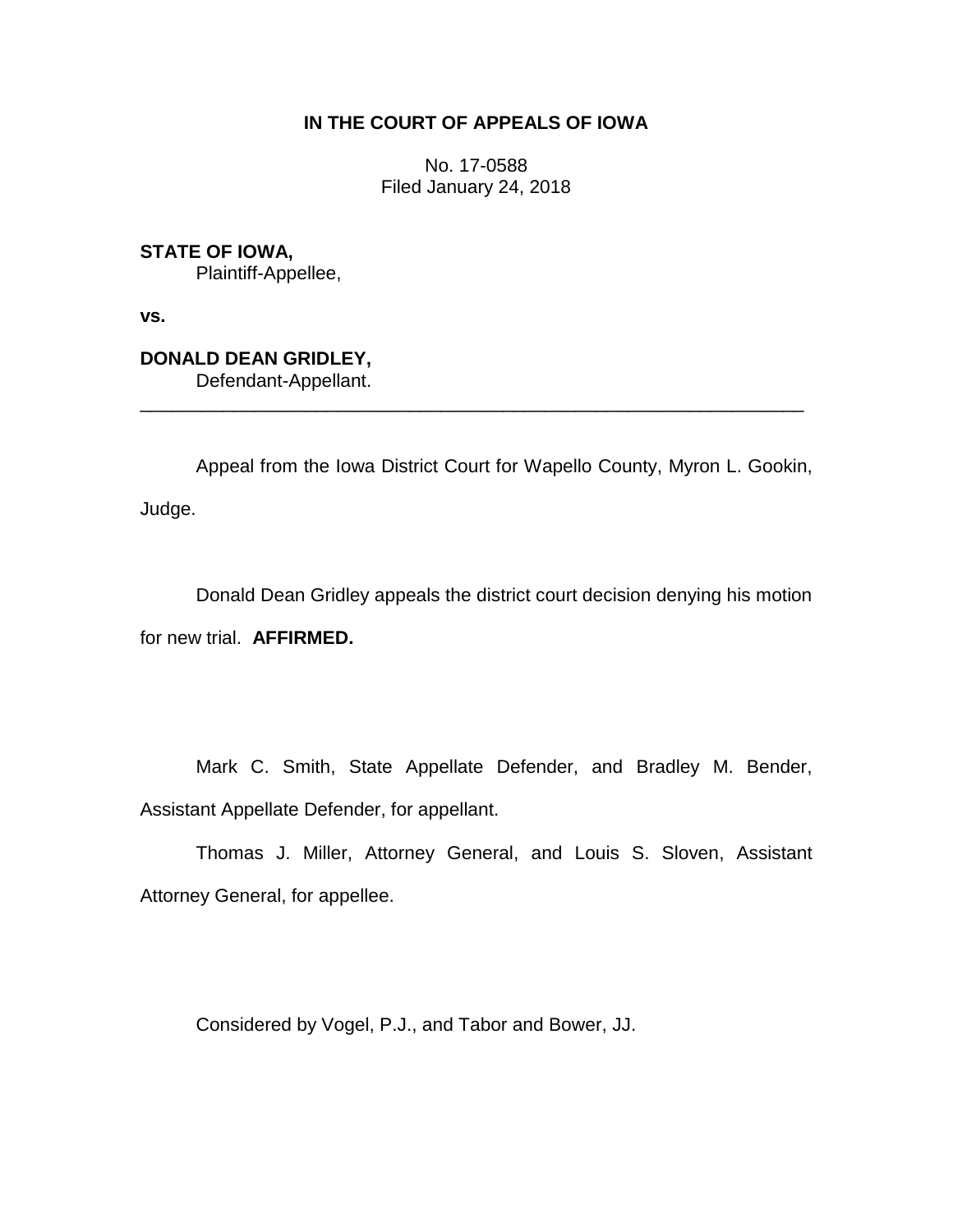**IN THE COURT OF APPEALS OF IOWA**

No. 17-0588
Filed January 24, 2018

**STATE OF IOWA,**
Plaintiff-Appellee,

**vs.**

**DONALD DEAN GRIDLEY,**
Defendant-Appellant.

---

Appeal from the Iowa District Court for Wapello County, Myron L. Gookin, Judge.

Donald Dean Gridley appeals the district court decision denying his motion for new trial. **AFFIRMED.**

Mark C. Smith, State Appellate Defender, and Bradley M. Bender, Assistant Appellate Defender, for appellant.

Thomas J. Miller, Attorney General, and Louis S. Sloven, Assistant Attorney General, for appellee.

Considered by Vogel, P.J., and Tabor and Bower, JJ.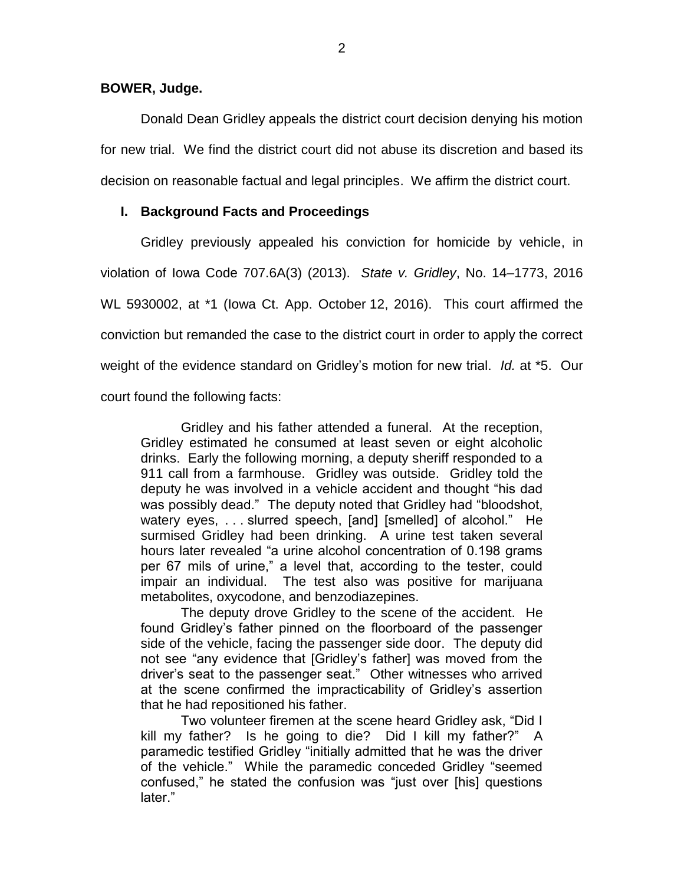**BOWER, Judge.**

Donald Dean Gridley appeals the district court decision denying his motion for new trial. We find the district court did not abuse its discretion and based its decision on reasonable factual and legal principles. We affirm the district court.

## I. Background Facts and Proceedings

Gridley previously appealed his conviction for homicide by vehicle, in violation of Iowa Code 707.6A(3) (2013). *State v. Gridley*, No. 14–1773, 2016 WL 5930002, at *1 (Iowa Ct. App. October 12, 2016). This court affirmed the conviction but remanded the case to the district court in order to apply the correct weight of the evidence standard on Gridley's motion for new trial. *Id.* at *5. Our court found the following facts:

> Gridley and his father attended a funeral. At the reception, Gridley estimated he consumed at least seven or eight alcoholic drinks. Early the following morning, a deputy sheriff responded to a 911 call from a farmhouse. Gridley was outside. Gridley told the deputy he was involved in a vehicle accident and thought "his dad was possibly dead." The deputy noted that Gridley had "bloodshot, watery eyes, . . . slurred speech, [and] [smelled] of alcohol." He surmised Gridley had been drinking. A urine test taken several hours later revealed "a urine alcohol concentration of 0.198 grams per 67 mils of urine," a level that, according to the tester, could impair an individual. The test also was positive for marijuana metabolites, oxycodone, and benzodiazepines.
>
> The deputy drove Gridley to the scene of the accident. He found Gridley's father pinned on the floorboard of the passenger side of the vehicle, facing the passenger side door. The deputy did not see "any evidence that [Gridley's father] was moved from the driver's seat to the passenger seat." Other witnesses who arrived at the scene confirmed the impracticability of Gridley's assertion that he had repositioned his father.
>
> Two volunteer firemen at the scene heard Gridley ask, "Did I kill my father? Is he going to die? Did I kill my father?" A paramedic testified Gridley "initially admitted that he was the driver of the vehicle." While the paramedic conceded Gridley "seemed confused," he stated the confusion was "just over [his] questions later."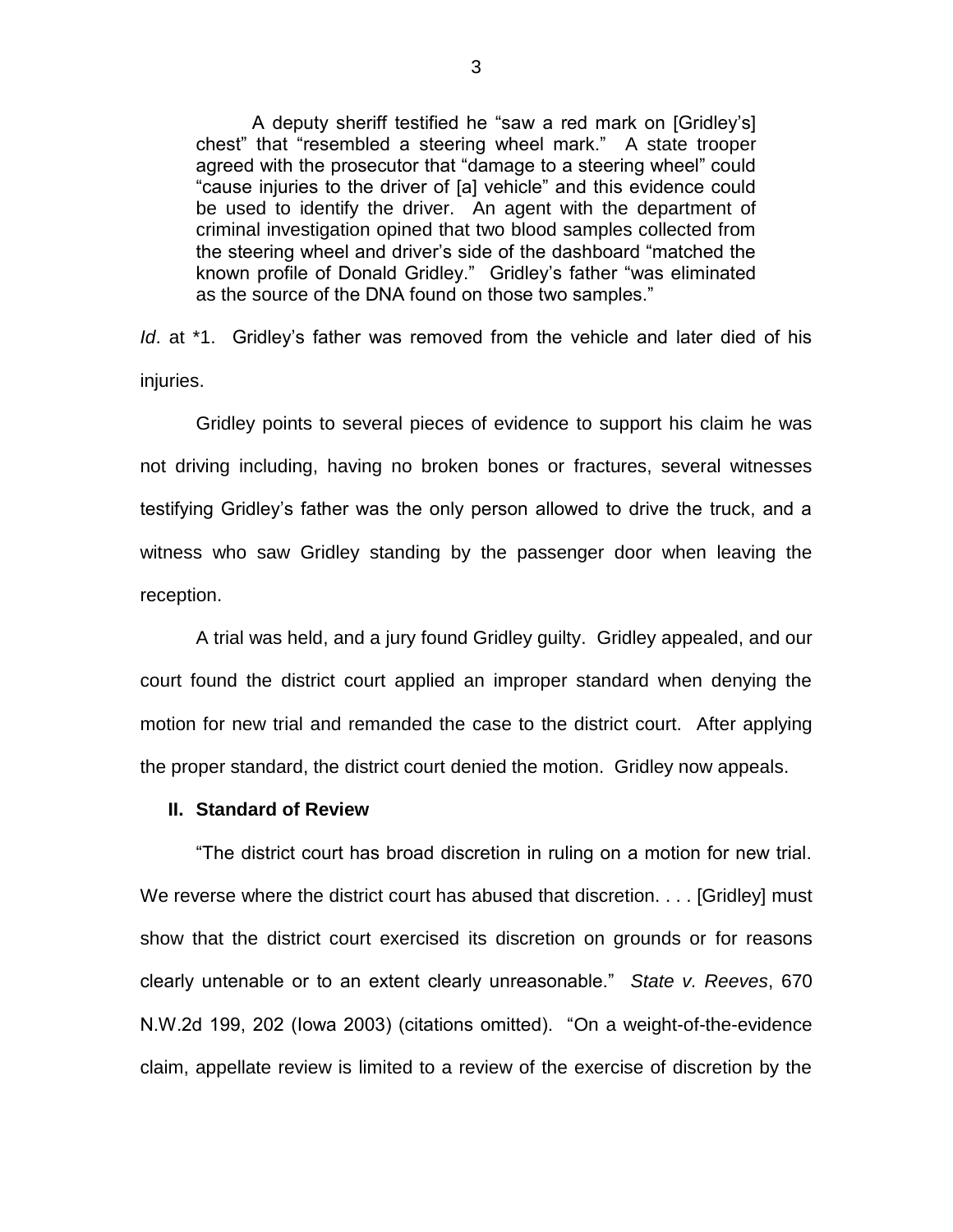> A deputy sheriff testified he "saw a red mark on [Gridley's] chest" that "resembled a steering wheel mark." A state trooper agreed with the prosecutor that "damage to a steering wheel" could "cause injuries to the driver of [a] vehicle" and this evidence could be used to identify the driver. An agent with the department of criminal investigation opined that two blood samples collected from the steering wheel and driver's side of the dashboard "matched the known profile of Donald Gridley." Gridley's father "was eliminated as the source of the DNA found on those two samples."

*Id*. at *1. Gridley's father was removed from the vehicle and later died of his injuries.

Gridley points to several pieces of evidence to support his claim he was not driving including, having no broken bones or fractures, several witnesses testifying Gridley's father was the only person allowed to drive the truck, and a witness who saw Gridley standing by the passenger door when leaving the reception.

A trial was held, and a jury found Gridley guilty. Gridley appealed, and our court found the district court applied an improper standard when denying the motion for new trial and remanded the case to the district court. After applying the proper standard, the district court denied the motion. Gridley now appeals.

## II. Standard of Review

"The district court has broad discretion in ruling on a motion for new trial. We reverse where the district court has abused that discretion. . . . [Gridley] must show that the district court exercised its discretion on grounds or for reasons clearly untenable or to an extent clearly unreasonable." *State v. Reeves*, 670 N.W.2d 199, 202 (Iowa 2003) (citations omitted). "On a weight-of-the-evidence claim, appellate review is limited to a review of the exercise of discretion by the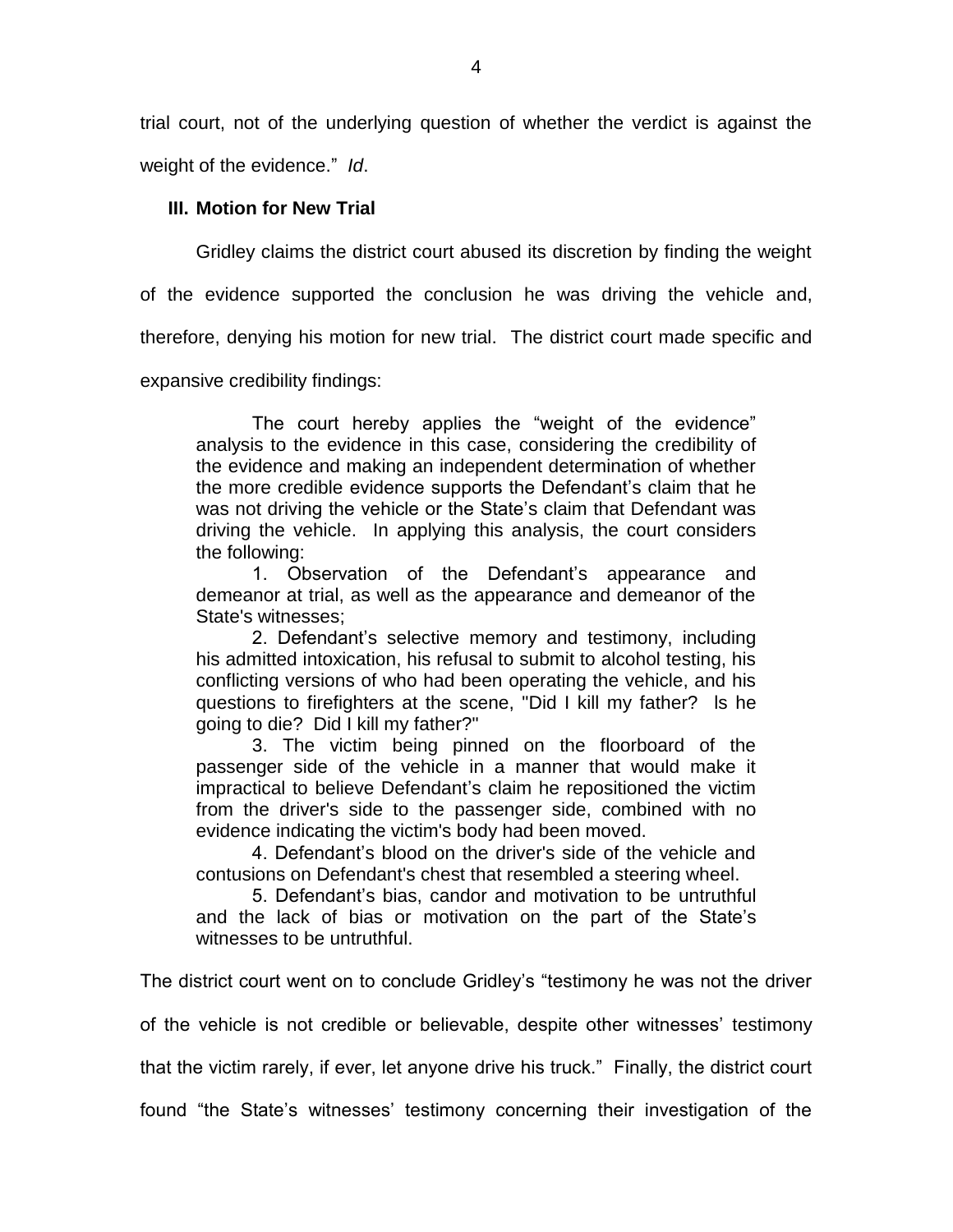trial court, not of the underlying question of whether the verdict is against the weight of the evidence." *Id*.

### III. Motion for New Trial

Gridley claims the district court abused its discretion by finding the weight of the evidence supported the conclusion he was driving the vehicle and, therefore, denying his motion for new trial. The district court made specific and expansive credibility findings:

> The court hereby applies the "weight of the evidence" analysis to the evidence in this case, considering the credibility of the evidence and making an independent determination of whether the more credible evidence supports the Defendant's claim that he was not driving the vehicle or the State's claim that Defendant was driving the vehicle. In applying this analysis, the court considers the following:
>
> 1. Observation of the Defendant's appearance and demeanor at trial, as well as the appearance and demeanor of the State's witnesses;
>
> 2. Defendant's selective memory and testimony, including his admitted intoxication, his refusal to submit to alcohol testing, his conflicting versions of who had been operating the vehicle, and his questions to firefighters at the scene, "Did I kill my father? Is he going to die? Did I kill my father?"
>
> 3. The victim being pinned on the floorboard of the passenger side of the vehicle in a manner that would make it impractical to believe Defendant's claim he repositioned the victim from the driver's side to the passenger side, combined with no evidence indicating the victim's body had been moved.
>
> 4. Defendant's blood on the driver's side of the vehicle and contusions on Defendant's chest that resembled a steering wheel.
>
> 5. Defendant's bias, candor and motivation to be untruthful and the lack of bias or motivation on the part of the State's witnesses to be untruthful.

The district court went on to conclude Gridley's "testimony he was not the driver of the vehicle is not credible or believable, despite other witnesses' testimony that the victim rarely, if ever, let anyone drive his truck." Finally, the district court found "the State's witnesses' testimony concerning their investigation of the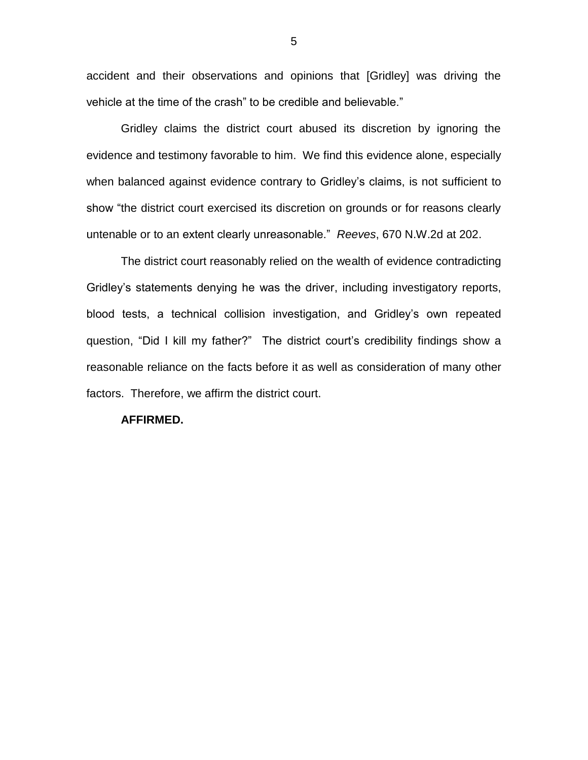accident and their observations and opinions that [Gridley] was driving the vehicle at the time of the crash" to be credible and believable."

Gridley claims the district court abused its discretion by ignoring the evidence and testimony favorable to him. We find this evidence alone, especially when balanced against evidence contrary to Gridley's claims, is not sufficient to show "the district court exercised its discretion on grounds or for reasons clearly untenable or to an extent clearly unreasonable." *Reeves*, 670 N.W.2d at 202.

The district court reasonably relied on the wealth of evidence contradicting Gridley's statements denying he was the driver, including investigatory reports, blood tests, a technical collision investigation, and Gridley's own repeated question, "Did I kill my father?" The district court's credibility findings show a reasonable reliance on the facts before it as well as consideration of many other factors. Therefore, we affirm the district court.

**AFFIRMED.**